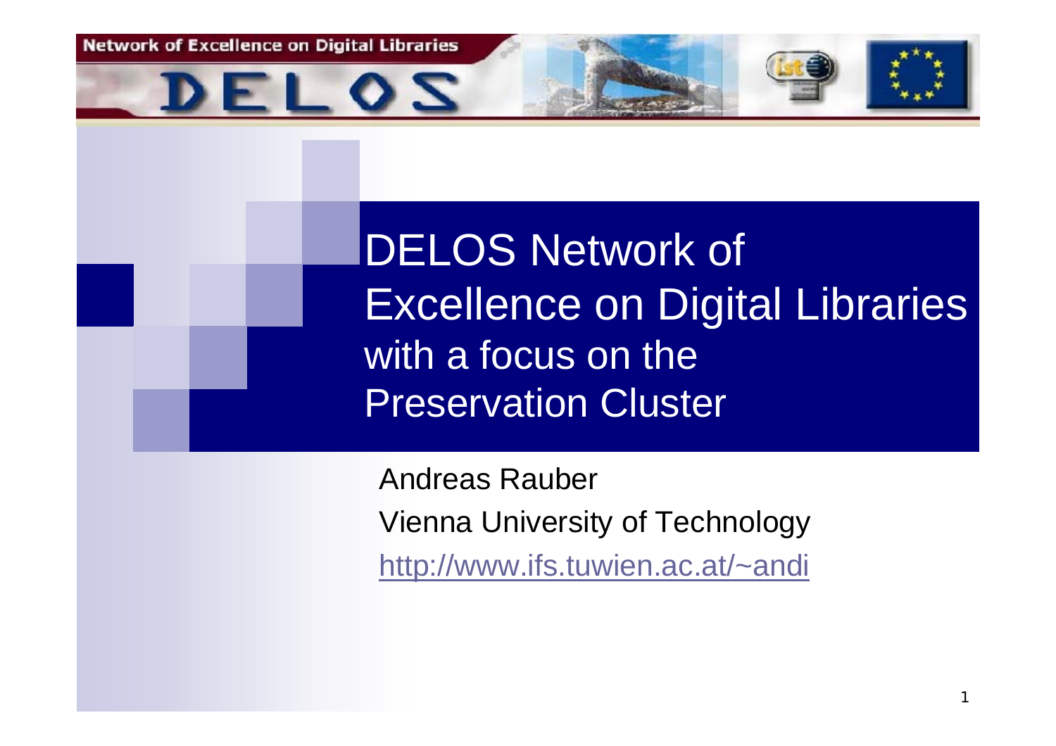Network of Excellence on Digital Libraries

DELOS

# DELOS Network of Excellence on Digital Libraries with a focus on the Preservation Cluster

Andreas Rauber

Vienna University of Technology

http://www.ifs.tuwien.ac.at/~andi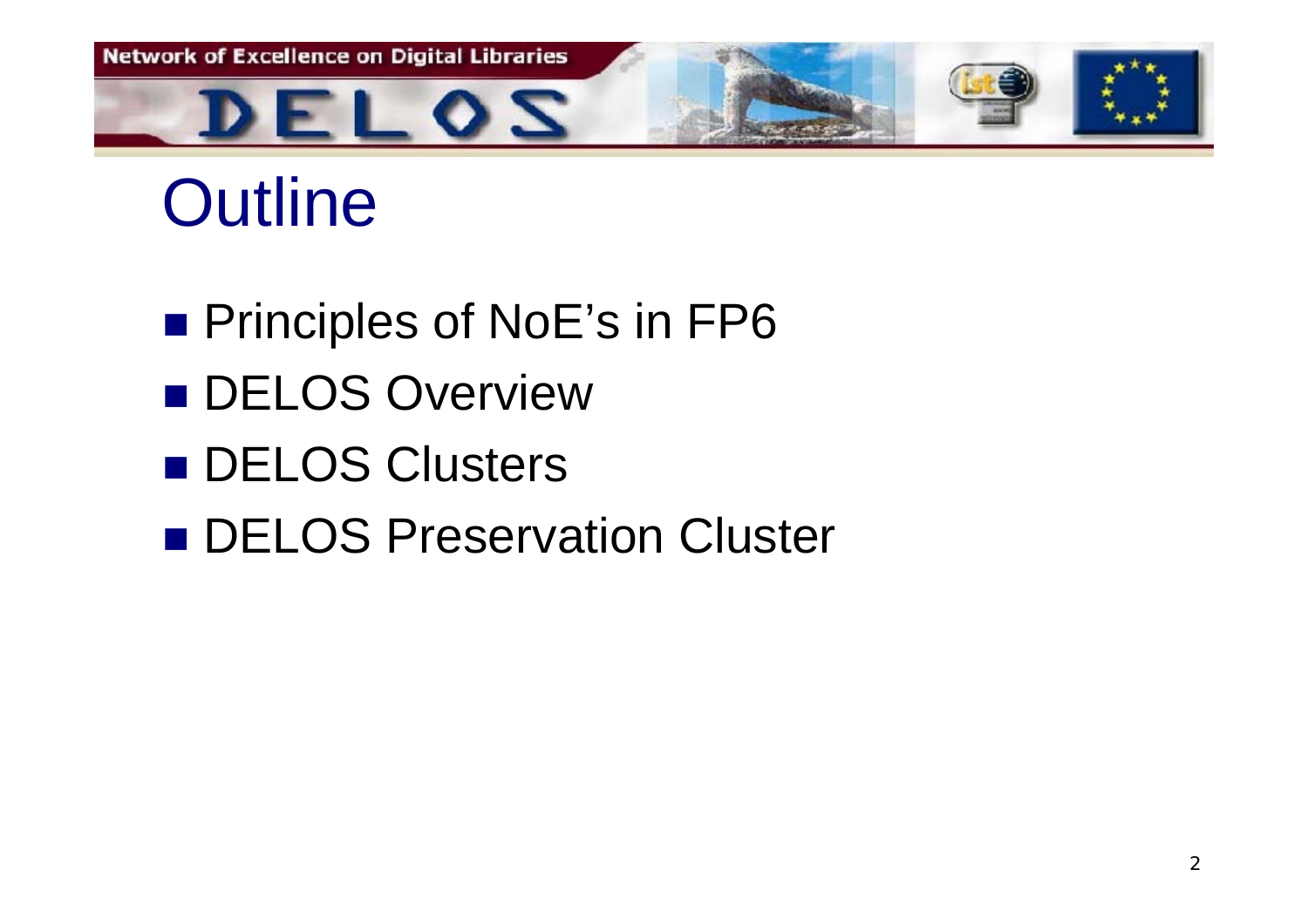# Outline

- Principles of NoE's in FP6
- DELOS Overview
- DELOS Clusters
- DELOS Preservation Cluster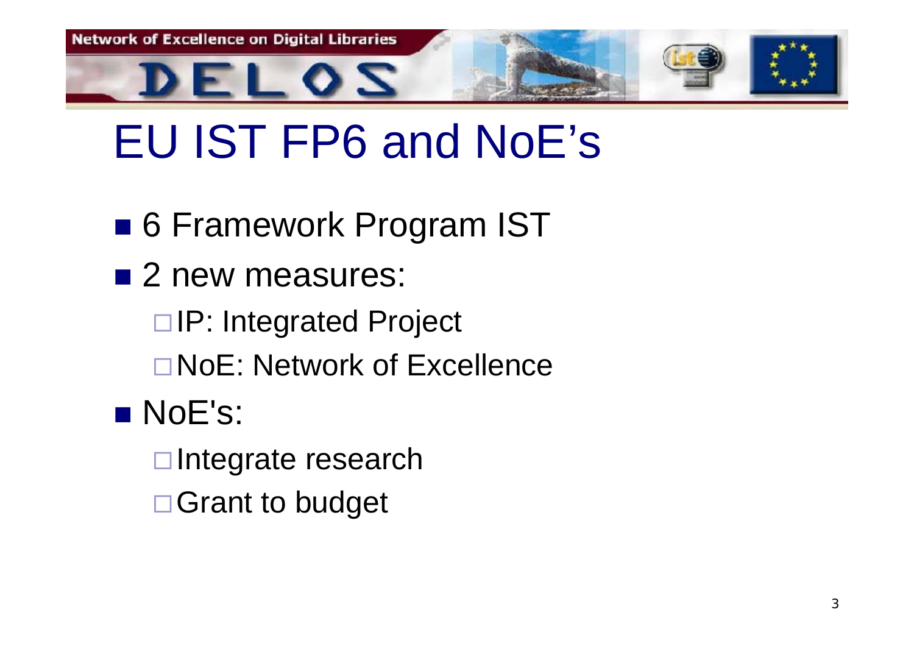# EU IST FP6 and NoE's

- 6 Framework Program IST
- 2 new measures:
  - IP: Integrated Project
  - NoE: Network of Excellence
- NoE's:
  - Integrate research
  - Grant to budget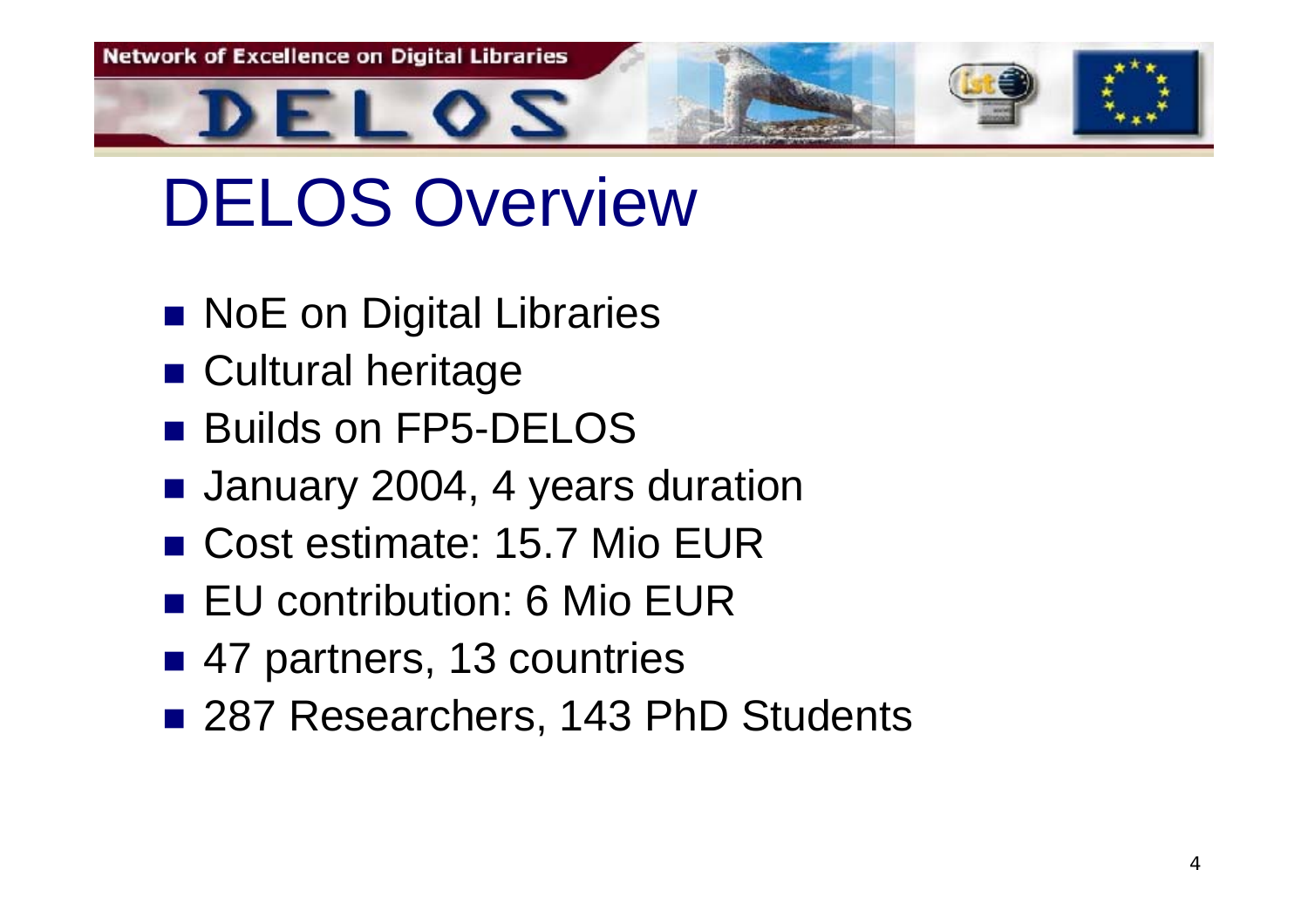# DELOS Overview

- NoE on Digital Libraries
- Cultural heritage
- Builds on FP5-DELOS
- January 2004, 4 years duration
- Cost estimate: 15.7 Mio EUR
- EU contribution: 6 Mio EUR
- 47 partners, 13 countries
- 287 Researchers, 143 PhD Students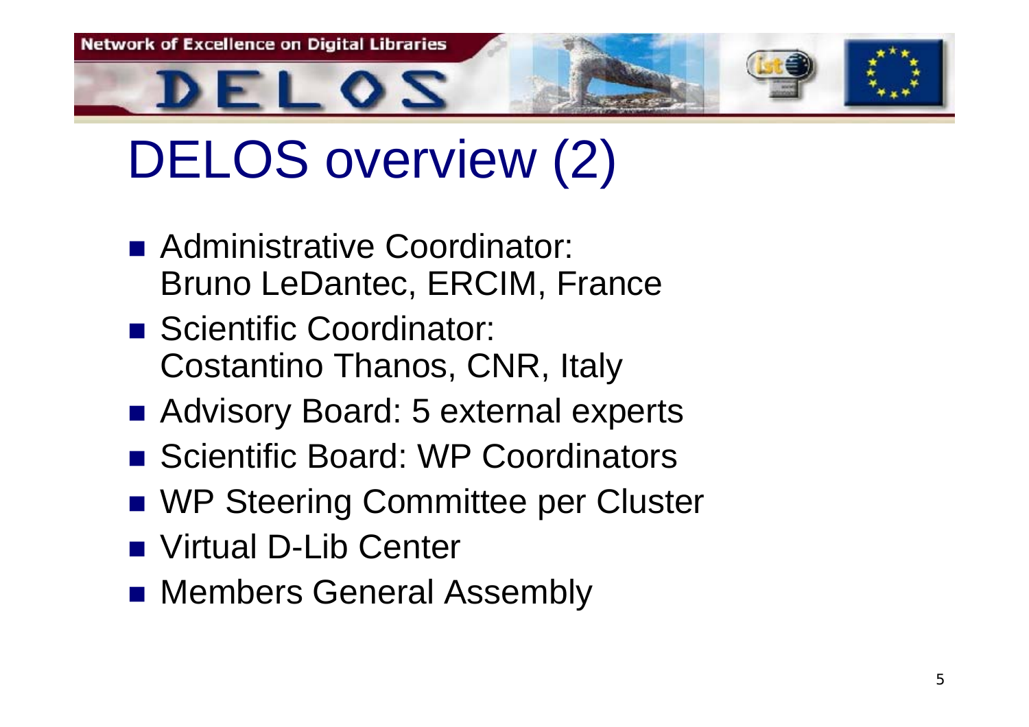# DELOS overview (2)

- Administrative Coordinator:
  Bruno LeDantec, ERCIM, France
- Scientific Coordinator:
  Costantino Thanos, CNR, Italy
- Advisory Board: 5 external experts
- Scientific Board: WP Coordinators
- WP Steering Committee per Cluster
- Virtual D-Lib Center
- Members General Assembly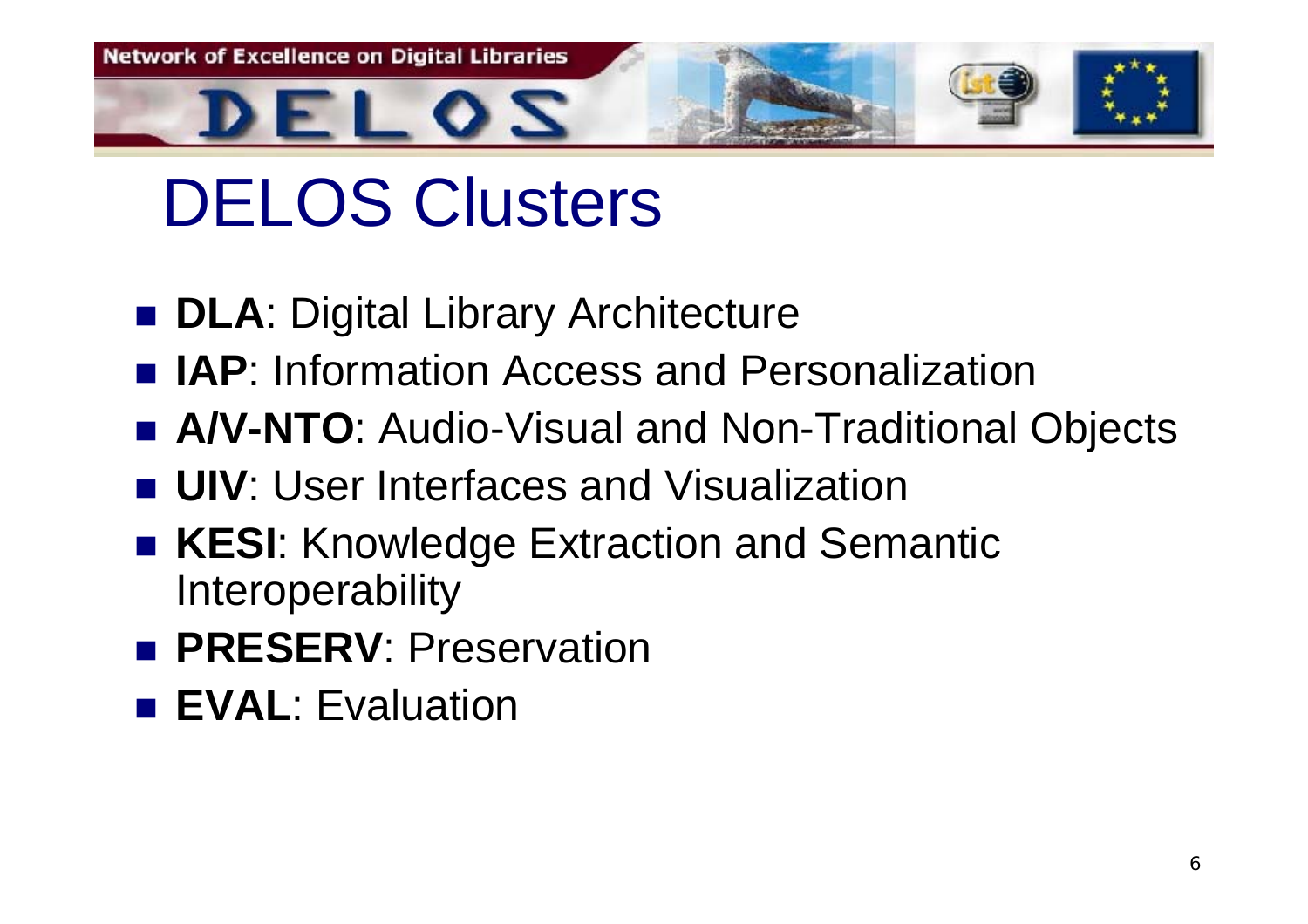# DELOS Clusters

- **DLA**: Digital Library Architecture
- **IAP**: Information Access and Personalization
- **A/V-NTO**: Audio-Visual and Non-Traditional Objects
- **UIV**: User Interfaces and Visualization
- **KESI**: Knowledge Extraction and Semantic Interoperability
- **PRESERV**: Preservation
- **EVAL**: Evaluation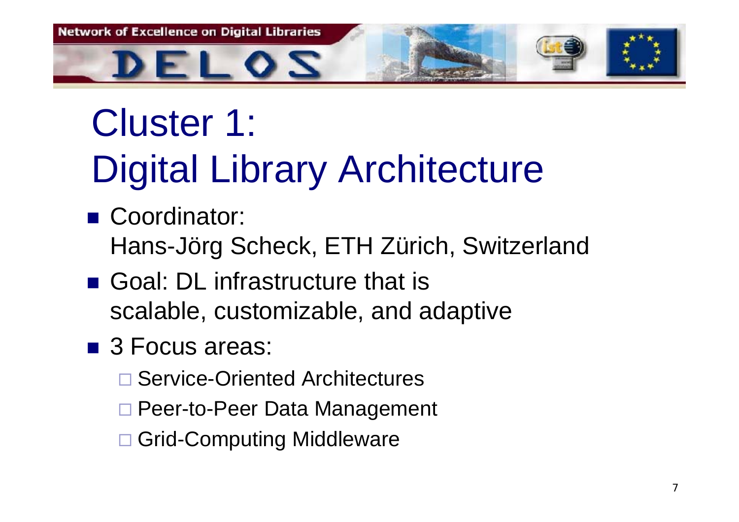# Cluster 1: Digital Library Architecture

- Coordinator: Hans-Jörg Scheck, ETH Zürich, Switzerland
- Goal: DL infrastructure that is scalable, customizable, and adaptive
- 3 Focus areas:
  - Service-Oriented Architectures
  - Peer-to-Peer Data Management
  - Grid-Computing Middleware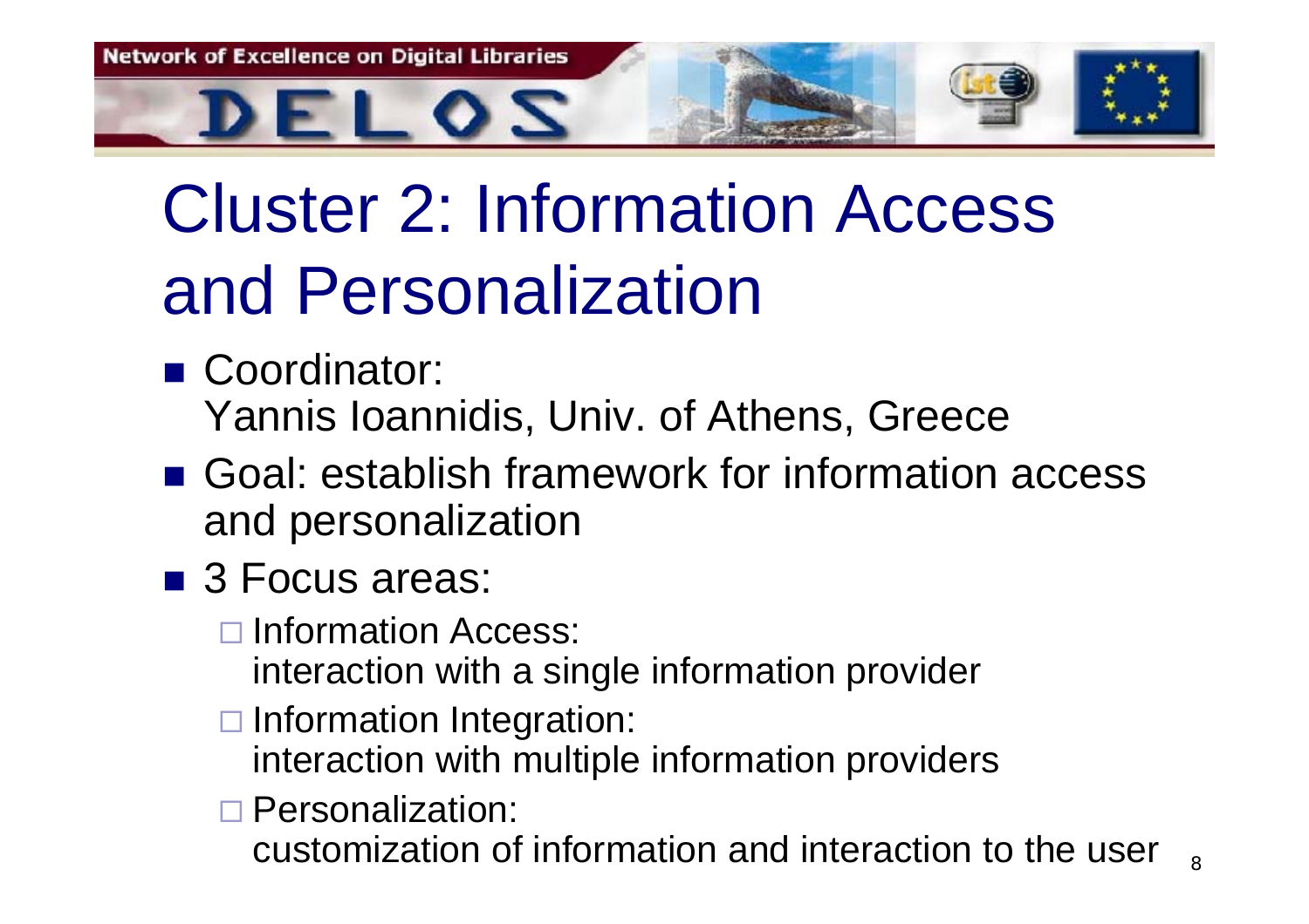# Cluster 2: Information Access and Personalization

- Coordinator:
  Yannis Ioannidis, Univ. of Athens, Greece
- Goal: establish framework for information access and personalization
- 3 Focus areas:
  - Information Access:
    interaction with a single information provider
  - Information Integration:
    interaction with multiple information providers
  - Personalization:
    customization of information and interaction to the user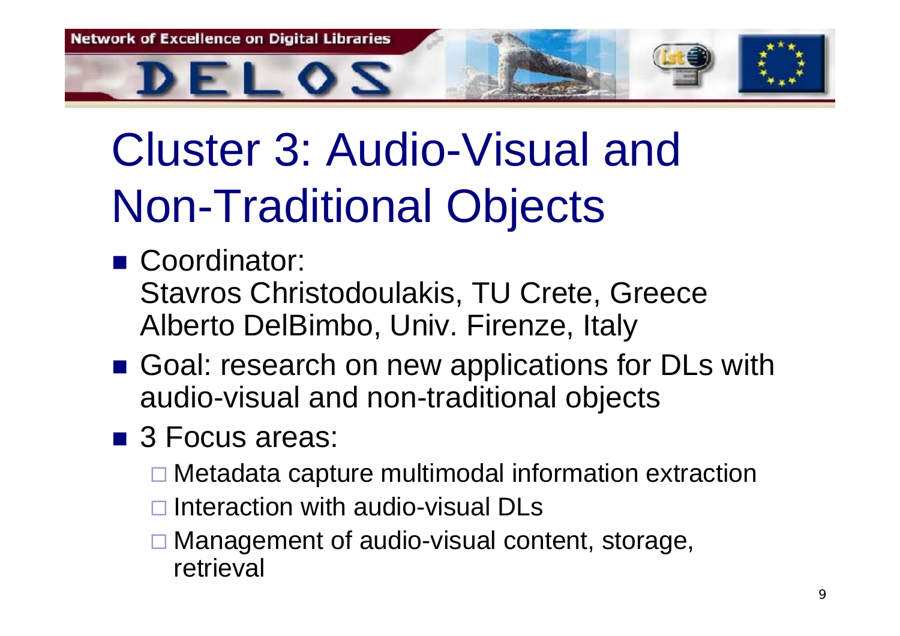# Cluster 3: Audio-Visual and Non-Traditional Objects

- Coordinator:
  Stavros Christodoulakis, TU Crete, Greece
  Alberto DelBimbo, Univ. Firenze, Italy
- Goal: research on new applications for DLs with audio-visual and non-traditional objects
- 3 Focus areas:
  - Metadata capture multimodal information extraction
  - Interaction with audio-visual DLs
  - Management of audio-visual content, storage, retrieval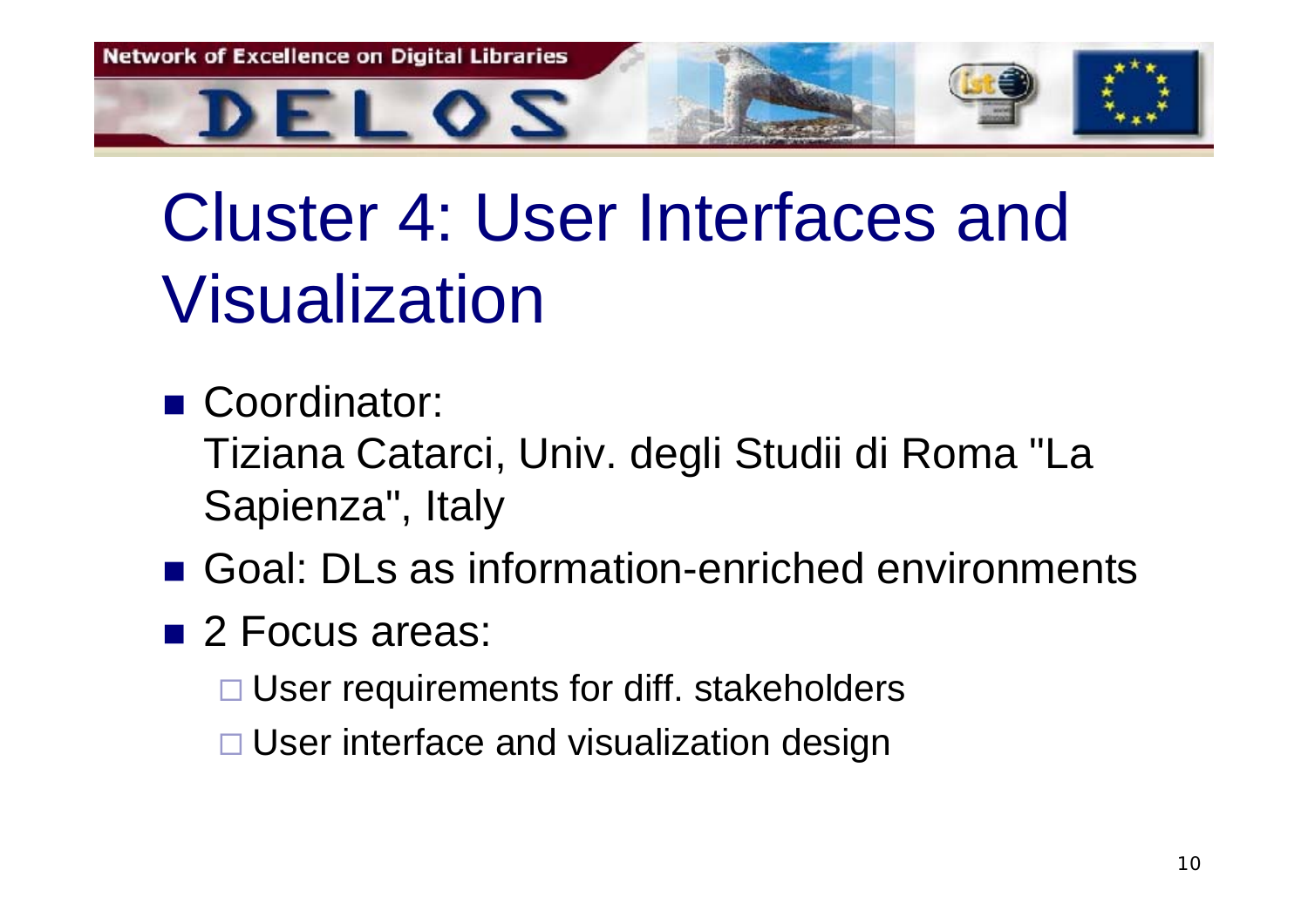# Cluster 4: User Interfaces and Visualization

- Coordinator:
  Tiziana Catarci, Univ. degli Studii di Roma "La Sapienza", Italy
- Goal: DLs as information-enriched environments
- 2 Focus areas:
  - User requirements for diff. stakeholders
  - User interface and visualization design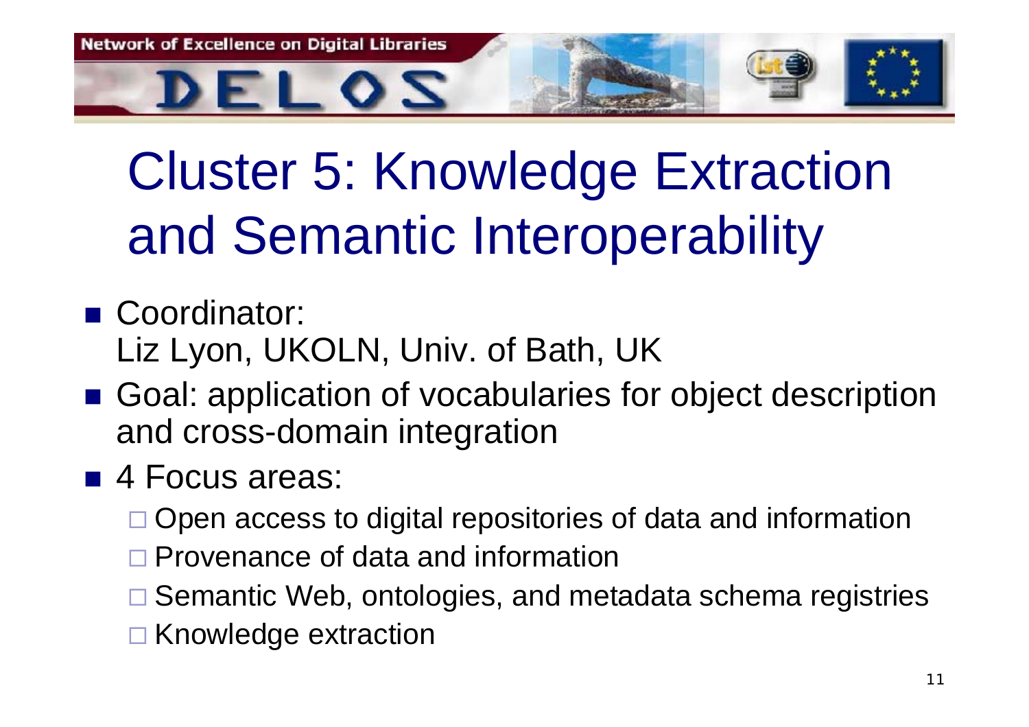# Cluster 5: Knowledge Extraction and Semantic Interoperability

- Coordinator:
  Liz Lyon, UKOLN, Univ. of Bath, UK
- Goal: application of vocabularies for object description and cross-domain integration
- 4 Focus areas:
  - Open access to digital repositories of data and information
  - Provenance of data and information
  - Semantic Web, ontologies, and metadata schema registries
  - Knowledge extraction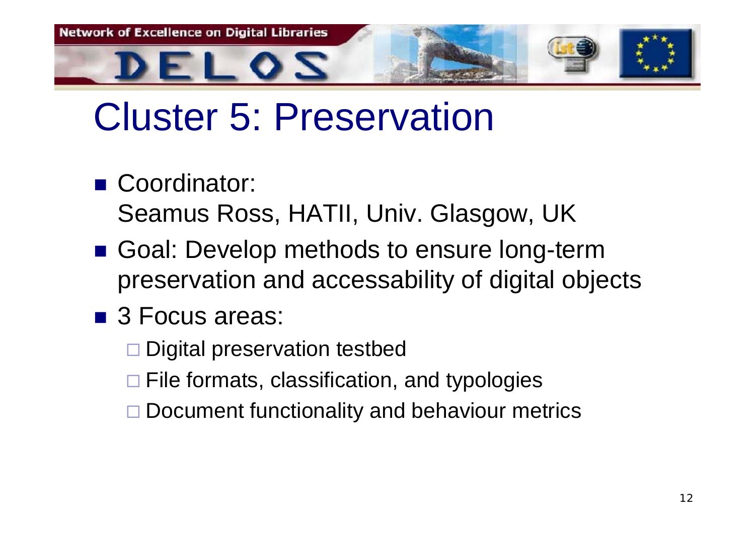# Cluster 5: Preservation

- Coordinator:
  Seamus Ross, HATII, Univ. Glasgow, UK
- Goal: Develop methods to ensure long-term preservation and accessability of digital objects
- 3 Focus areas:
  - Digital preservation testbed
  - File formats, classification, and typologies
  - Document functionality and behaviour metrics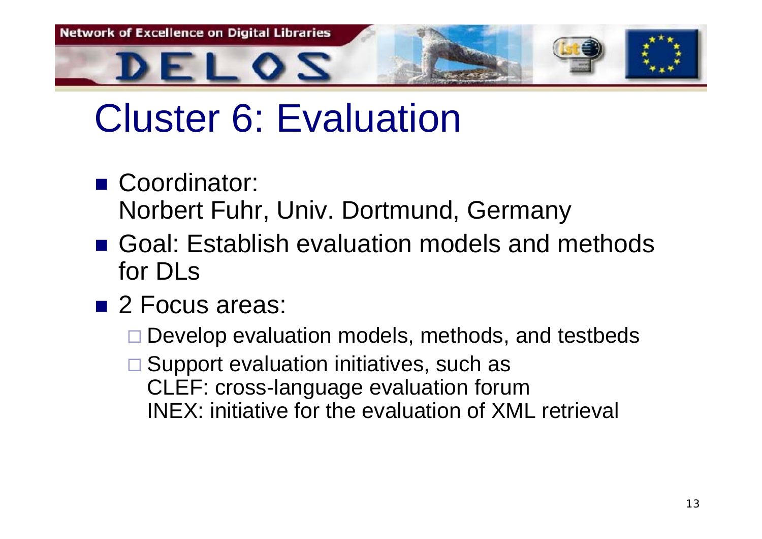# Cluster 6: Evaluation

- Coordinator:
  Norbert Fuhr, Univ. Dortmund, Germany
- Goal: Establish evaluation models and methods for DLs
- 2 Focus areas:
  - Develop evaluation models, methods, and testbeds
  - Support evaluation initiatives, such as
    CLEF: cross-language evaluation forum
    INEX: initiative for the evaluation of XML retrieval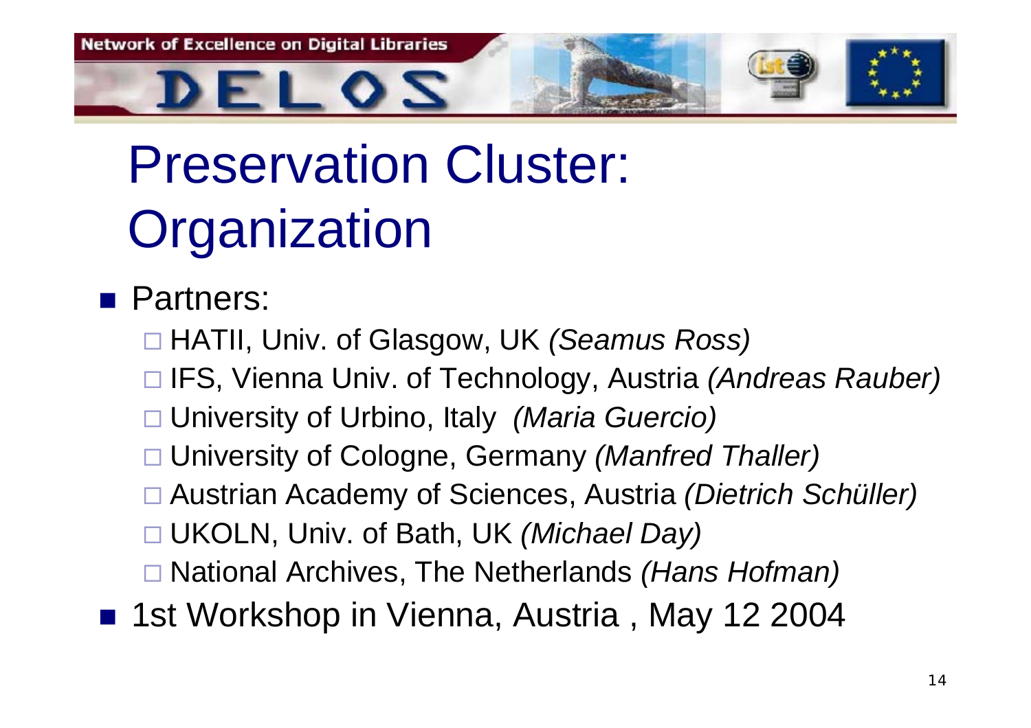# Preservation Cluster: Organization

- Partners:
  - HATII, Univ. of Glasgow, UK *(Seamus Ross)*
  - IFS, Vienna Univ. of Technology, Austria *(Andreas Rauber)*
  - University of Urbino, Italy *(Maria Guercio)*
  - University of Cologne, Germany *(Manfred Thaller)*
  - Austrian Academy of Sciences, Austria *(Dietrich Schüller)*
  - UKOLN, Univ. of Bath, UK *(Michael Day)*
  - National Archives, The Netherlands *(Hans Hofman)*
- 1st Workshop in Vienna, Austria , May 12 2004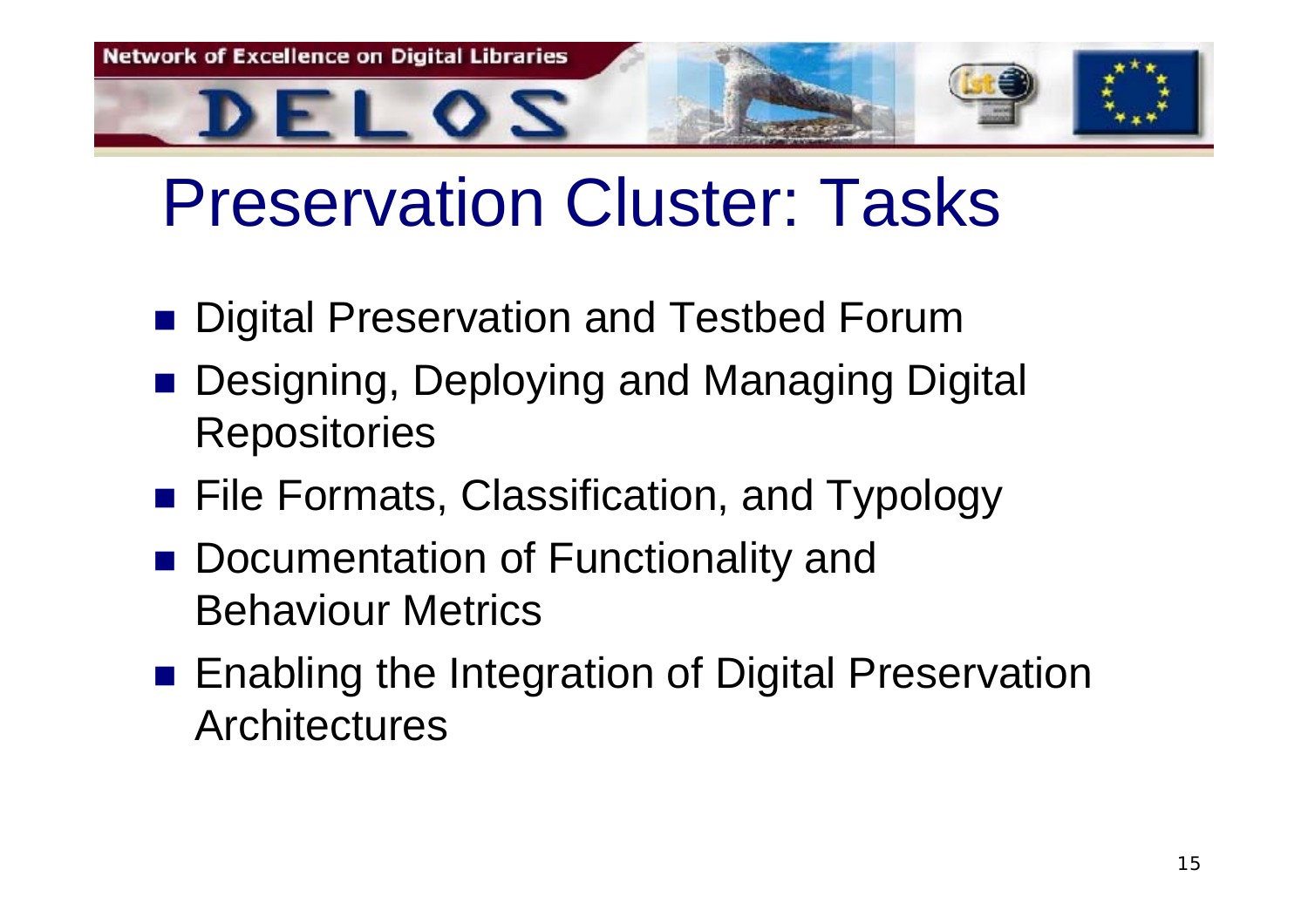# Preservation Cluster: Tasks

- Digital Preservation and Testbed Forum
- Designing, Deploying and Managing Digital Repositories
- File Formats, Classification, and Typology
- Documentation of Functionality and Behaviour Metrics
- Enabling the Integration of Digital Preservation Architectures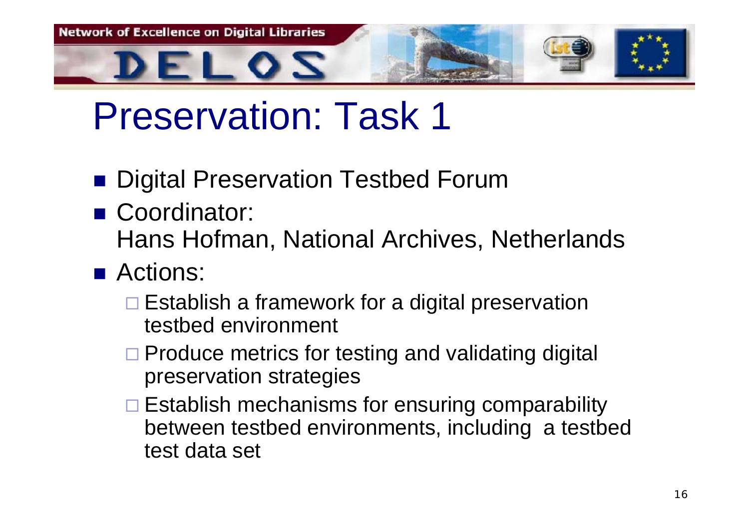# Preservation: Task 1

- Digital Preservation Testbed Forum
- Coordinator:
  Hans Hofman, National Archives, Netherlands
- Actions:
  - Establish a framework for a digital preservation testbed environment
  - Produce metrics for testing and validating digital preservation strategies
  - Establish mechanisms for ensuring comparability between testbed environments, including a testbed test data set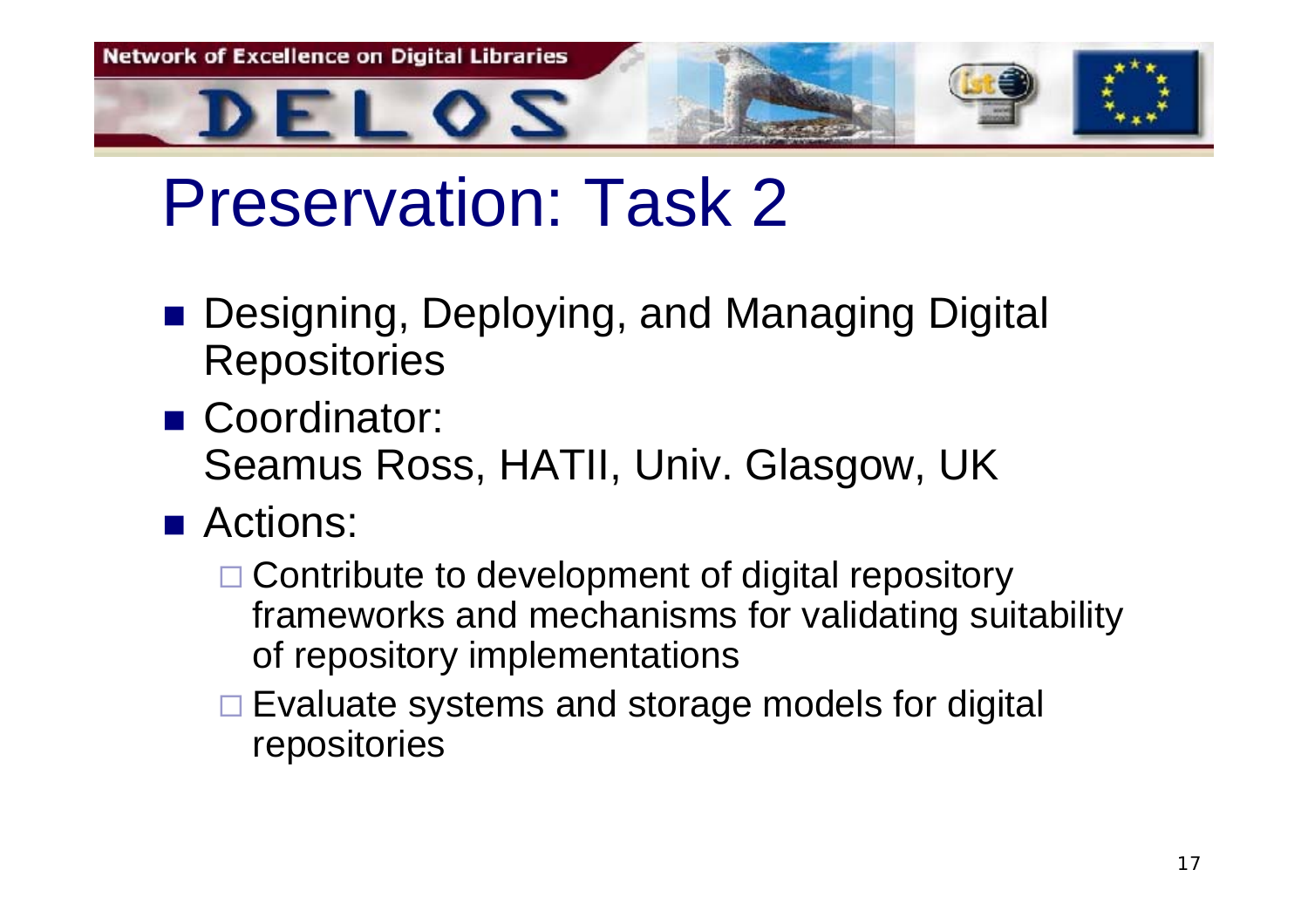# Preservation: Task 2

- Designing, Deploying, and Managing Digital Repositories
- Coordinator:
  Seamus Ross, HATII, Univ. Glasgow, UK
- Actions:
  - Contribute to development of digital repository frameworks and mechanisms for validating suitability of repository implementations
  - Evaluate systems and storage models for digital repositories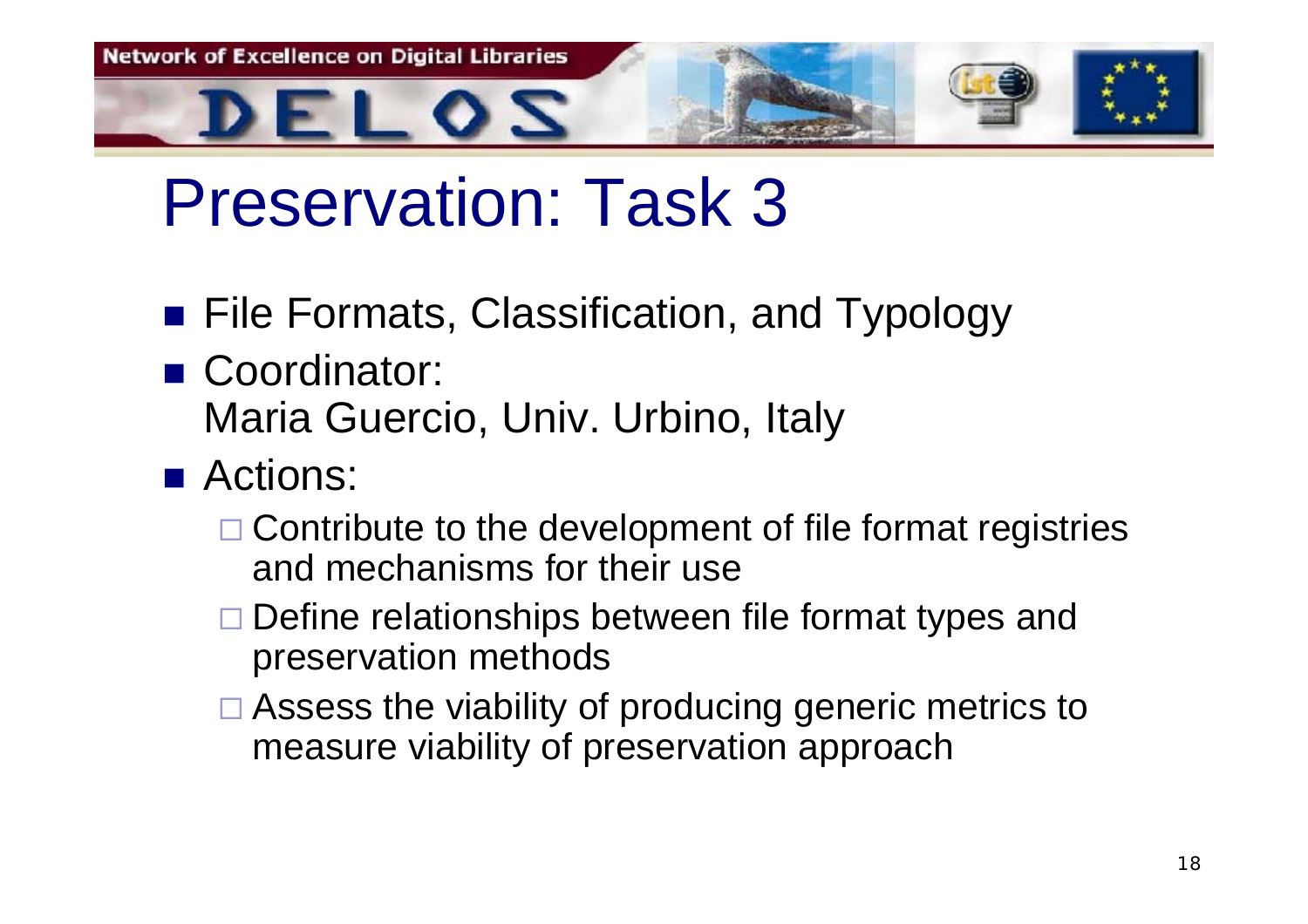# Preservation: Task 3

- File Formats, Classification, and Typology
- Coordinator:
  Maria Guercio, Univ. Urbino, Italy
- Actions:
  - Contribute to the development of file format registries and mechanisms for their use
  - Define relationships between file format types and preservation methods
  - Assess the viability of producing generic metrics to measure viability of preservation approach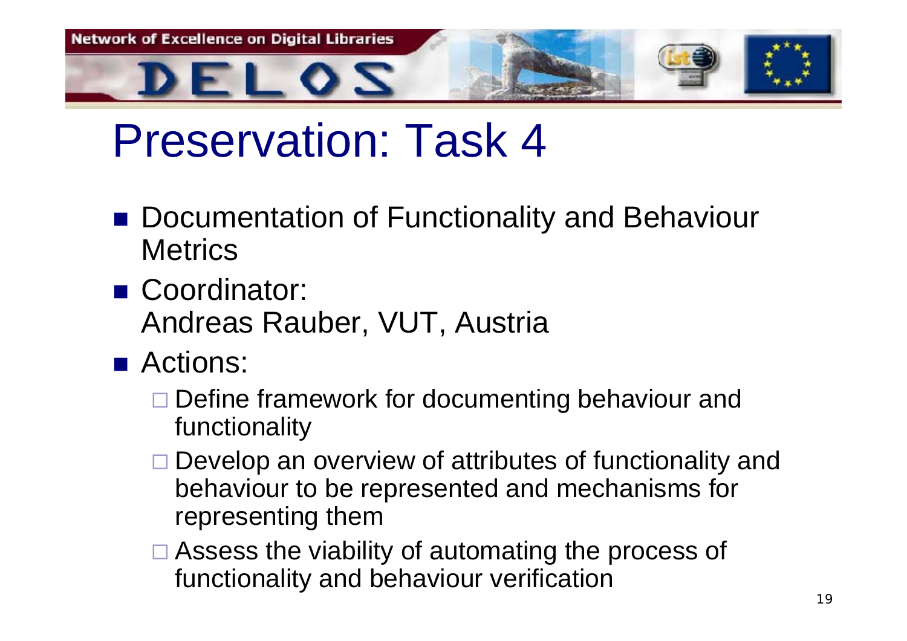# Preservation: Task 4

- Documentation of Functionality and Behaviour Metrics
- Coordinator:
  Andreas Rauber, VUT, Austria
- Actions:
  - Define framework for documenting behaviour and functionality
  - Develop an overview of attributes of functionality and behaviour to be represented and mechanisms for representing them
  - Assess the viability of automating the process of functionality and behaviour verification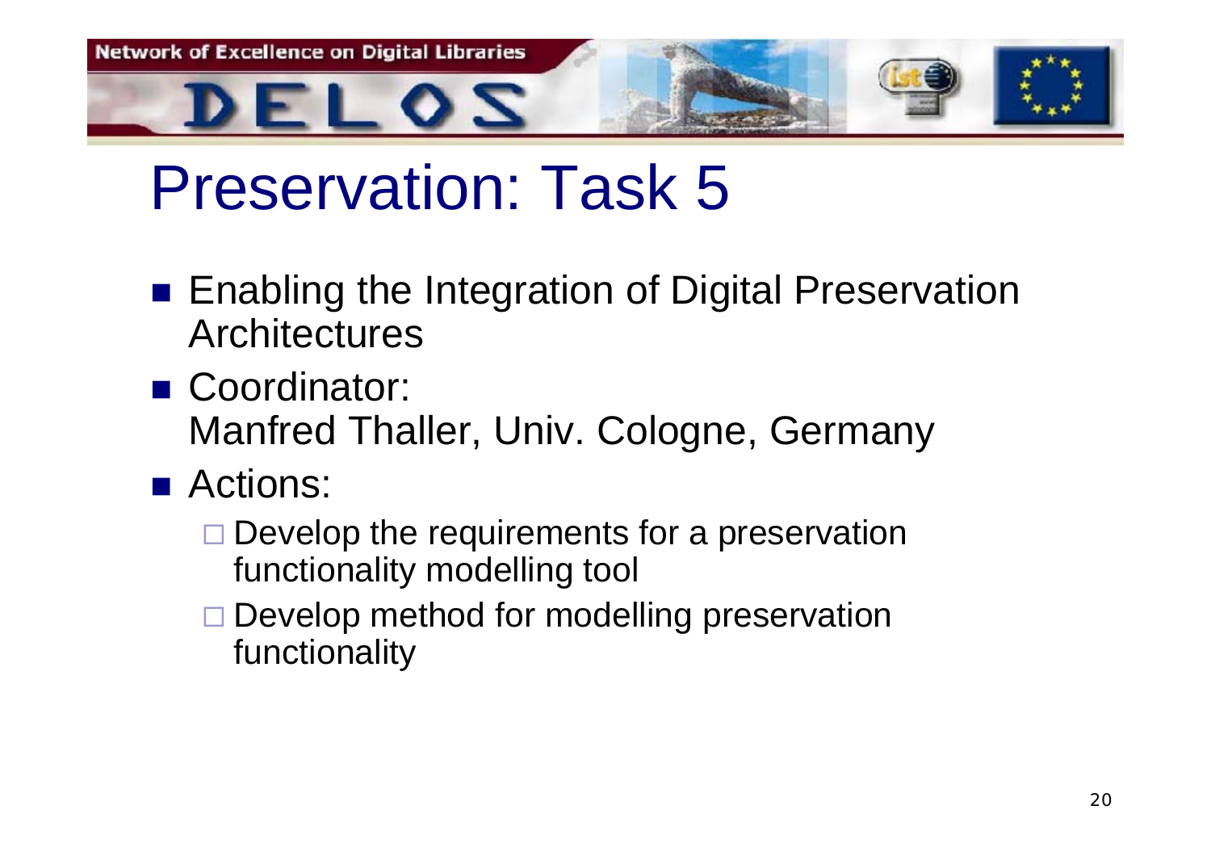# Preservation: Task 5

- Enabling the Integration of Digital Preservation Architectures
- Coordinator:
  Manfred Thaller, Univ. Cologne, Germany
- Actions:
  - Develop the requirements for a preservation functionality modelling tool
  - Develop method for modelling preservation functionality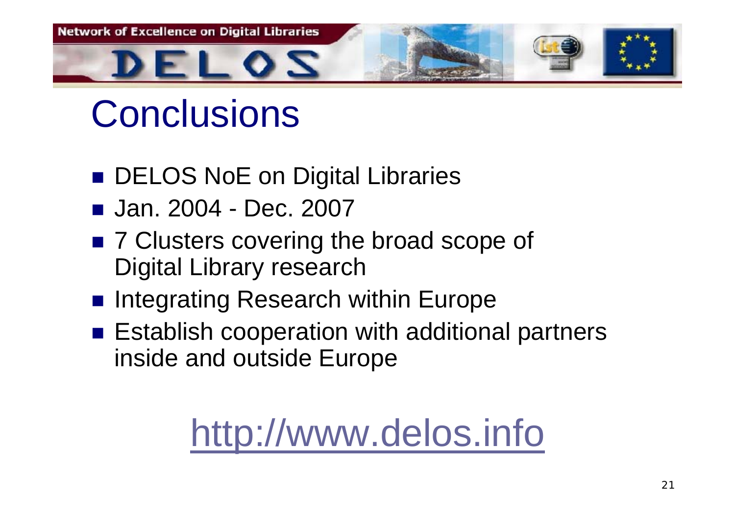# Conclusions

- DELOS NoE on Digital Libraries
- Jan. 2004 - Dec. 2007
- 7 Clusters covering the broad scope of Digital Library research
- Integrating Research within Europe
- Establish cooperation with additional partners inside and outside Europe

http://www.delos.info